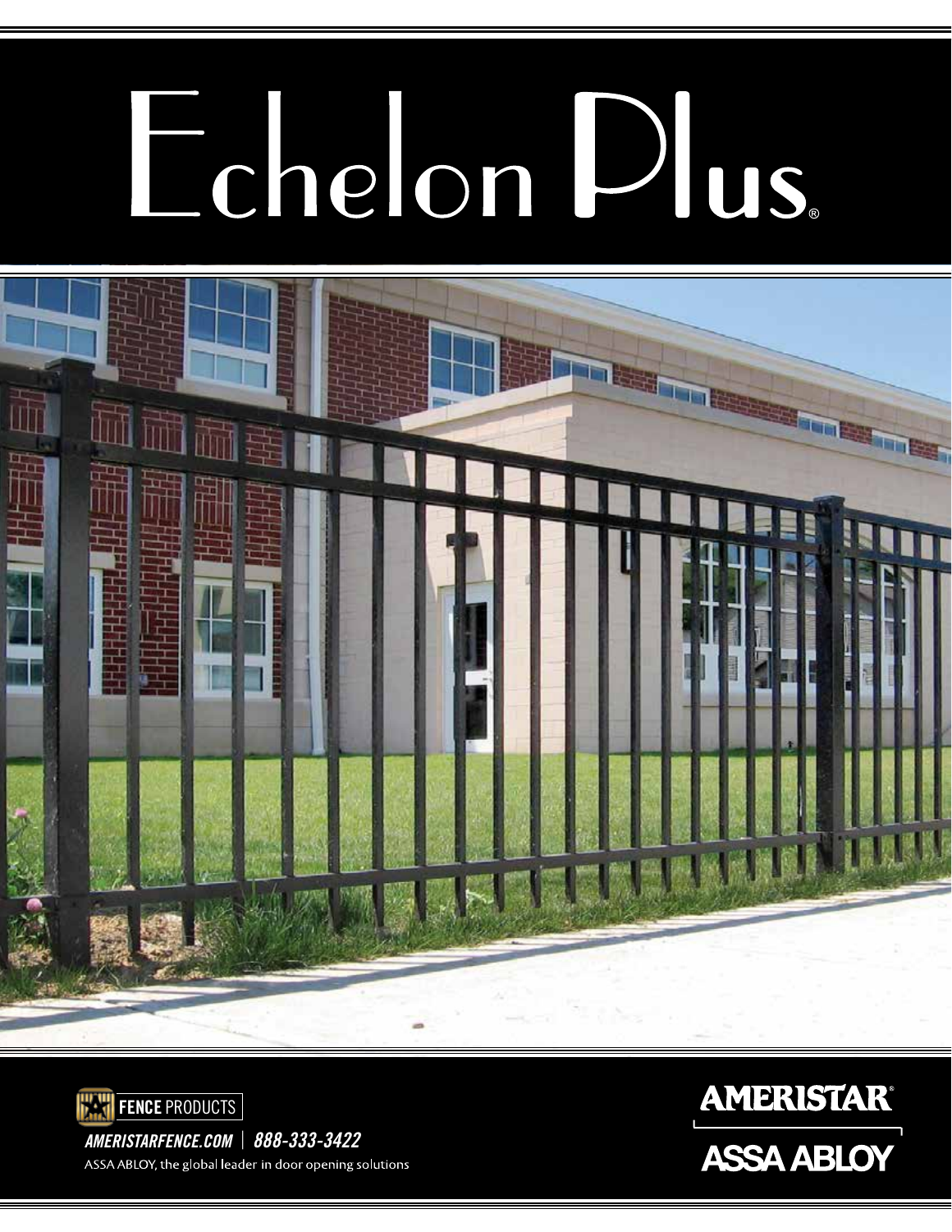# Echelon Plus®

FENCE PRODUCTS

*AMERISTARFENCE.COM | 888-333-3422*

ASSA ABLOY, the global leader in door opening solutions

AMERISTAR®

ASSA ABLOY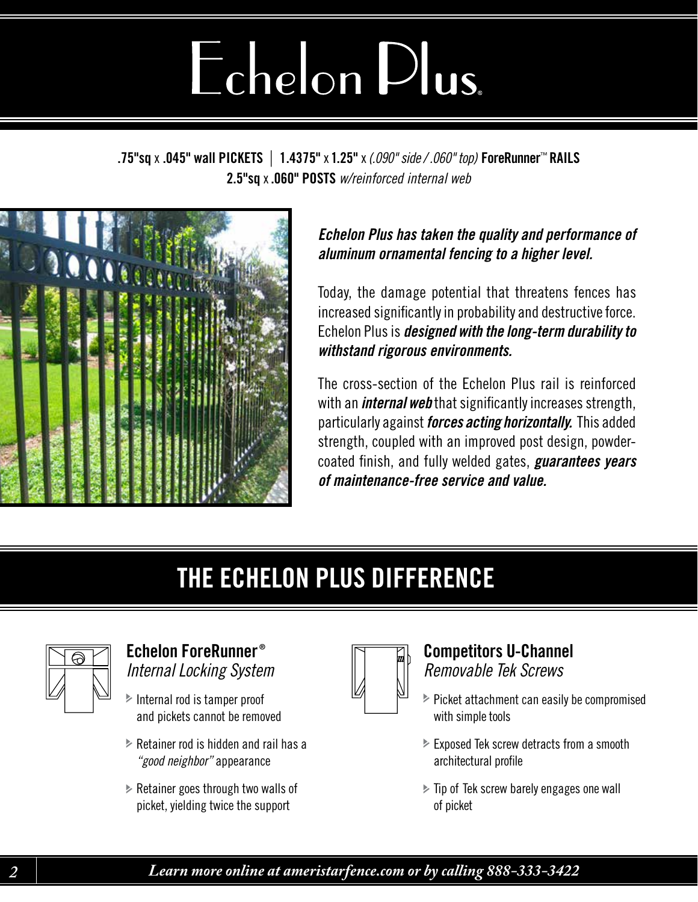# Echelon Plus

**.75"sq** x **.045" wall PICKETS** | **1.4375"** x **1.25"** x *(.090" side / .060" top)* **ForeRunner™ RAILS**
**2.5"sq** x **.060" POSTS** *w/reinforced internal web*

***Echelon Plus has taken the quality and performance of aluminum ornamental fencing to a higher level.***

Today, the damage potential that threatens fences has increased significantly in probability and destructive force. Echelon Plus is ***designed with the long-term durability to withstand rigorous environments.***

The cross-section of the Echelon Plus rail is reinforced with an ***internal web*** that significantly increases strength, particularly against ***forces acting horizontally.*** This added strength, coupled with an improved post design, powder-coated finish, and fully welded gates, ***guarantees years of maintenance-free service and value.***

## THE ECHELON PLUS DIFFERENCE

### Echelon ForeRunner®
*Internal Locking System*

- Internal rod is tamper proof and pickets cannot be removed
- Retainer rod is hidden and rail has a *"good neighbor"* appearance
- Retainer goes through two walls of picket, yielding twice the support

### Competitors U-Channel
*Removable Tek Screws*

- Picket attachment can easily be compromised with simple tools
- Exposed Tek screw detracts from a smooth architectural profile
- Tip of Tek screw barely engages one wall of picket

*Learn more online at ameristarfence.com or by calling 888-333-3422*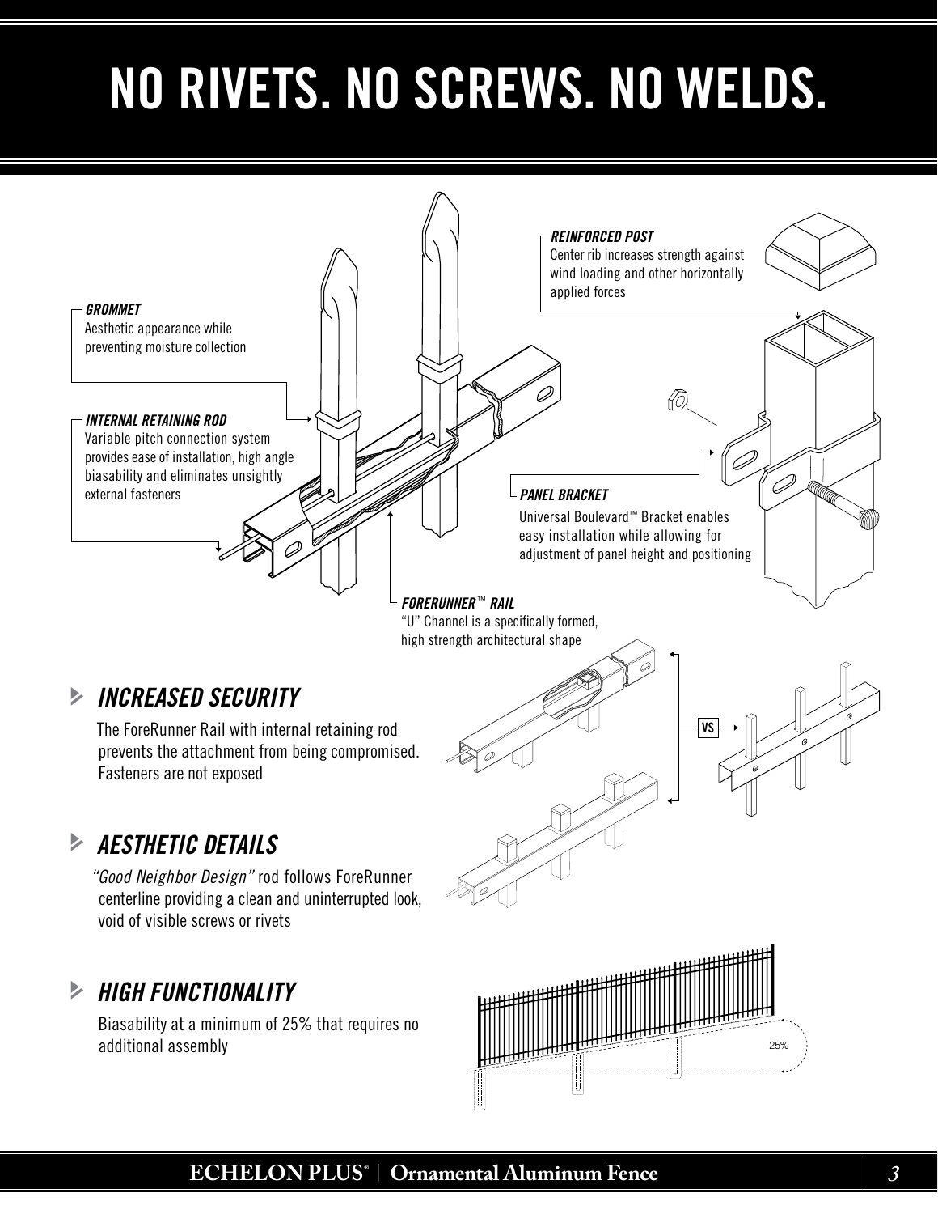# NO RIVETS. NO SCREWS. NO WELDS.

***GROMMET***
Aesthetic appearance while preventing moisture collection

***INTERNAL RETAINING ROD***
Variable pitch connection system provides ease of installation, high angle biasability and eliminates unsightly external fasteners

***REINFORCED POST***
Center rib increases strength against wind loading and other horizontally applied forces

***PANEL BRACKET***
Universal Boulevard™ Bracket enables easy installation while allowing for adjustment of panel height and positioning

***FORERUNNER™ RAIL***
"U" Channel is a specifically formed, high strength architectural shape

## *INCREASED SECURITY*

The ForeRunner Rail with internal retaining rod prevents the attachment from being compromised. Fasteners are not exposed

VS

## *AESTHETIC DETAILS*

*"Good Neighbor Design"* rod follows ForeRunner centerline providing a clean and uninterrupted look, void of visible screws or rivets

## *HIGH FUNCTIONALITY*

Biasability at a minimum of 25% that requires no additional assembly

25%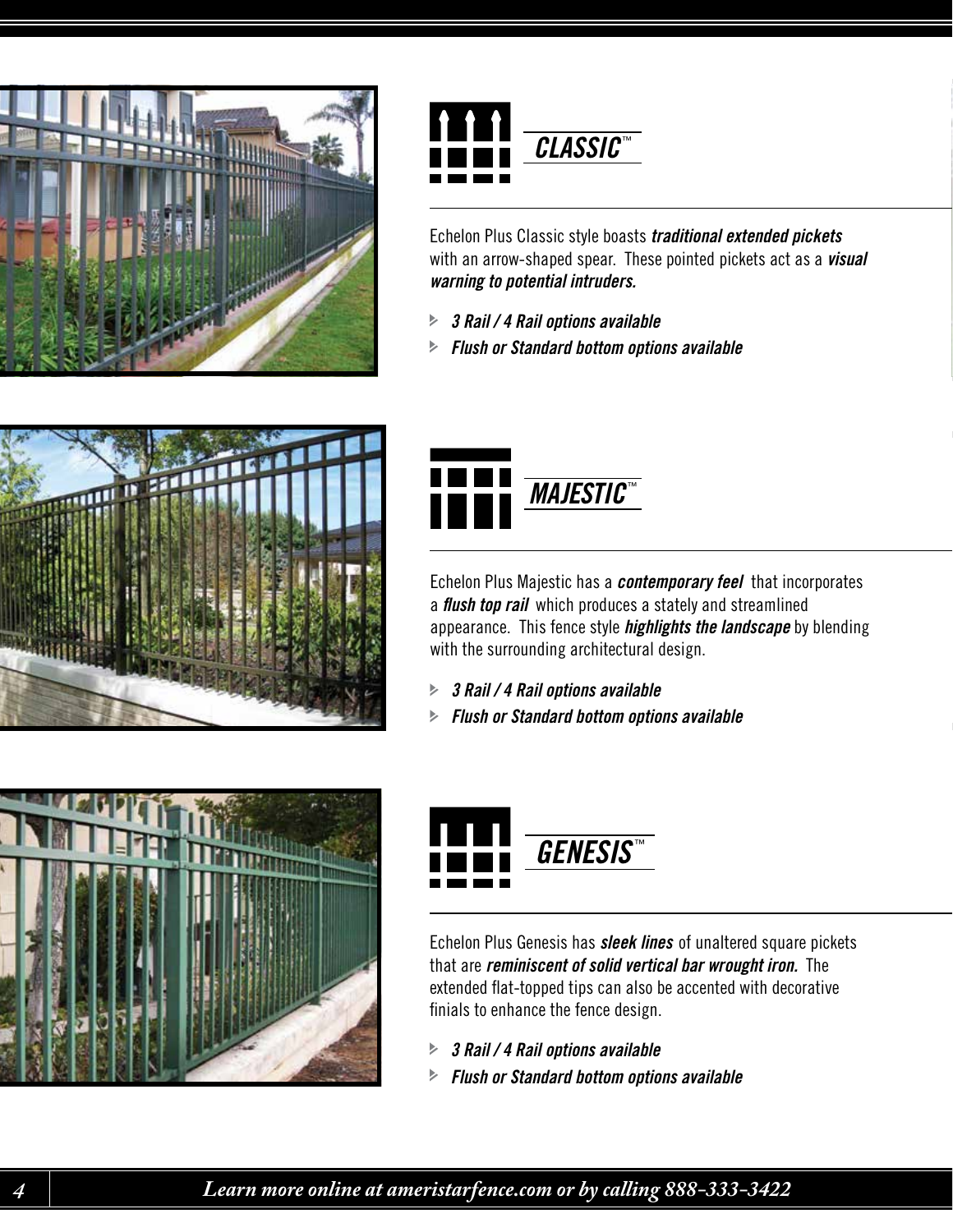## CLASSIC™

Echelon Plus Classic style boasts ***traditional extended pickets*** with an arrow-shaped spear. These pointed pickets act as a ***visual warning to potential intruders.***

- ***3 Rail / 4 Rail options available***
- ***Flush or Standard bottom options available***

## MAJESTIC™

Echelon Plus Majestic has a ***contemporary feel*** that incorporates a ***flush top rail*** which produces a stately and streamlined appearance. This fence style ***highlights the landscape*** by blending with the surrounding architectural design.

- ***3 Rail / 4 Rail options available***
- ***Flush or Standard bottom options available***

## GENESIS™

Echelon Plus Genesis has ***sleek lines*** of unaltered square pickets that are ***reminiscent of solid vertical bar wrought iron.*** The extended flat-topped tips can also be accented with decorative finials to enhance the fence design.

- ***3 Rail / 4 Rail options available***
- ***Flush or Standard bottom options available***

*Learn more online at ameristarfence.com or by calling 888-333-3422*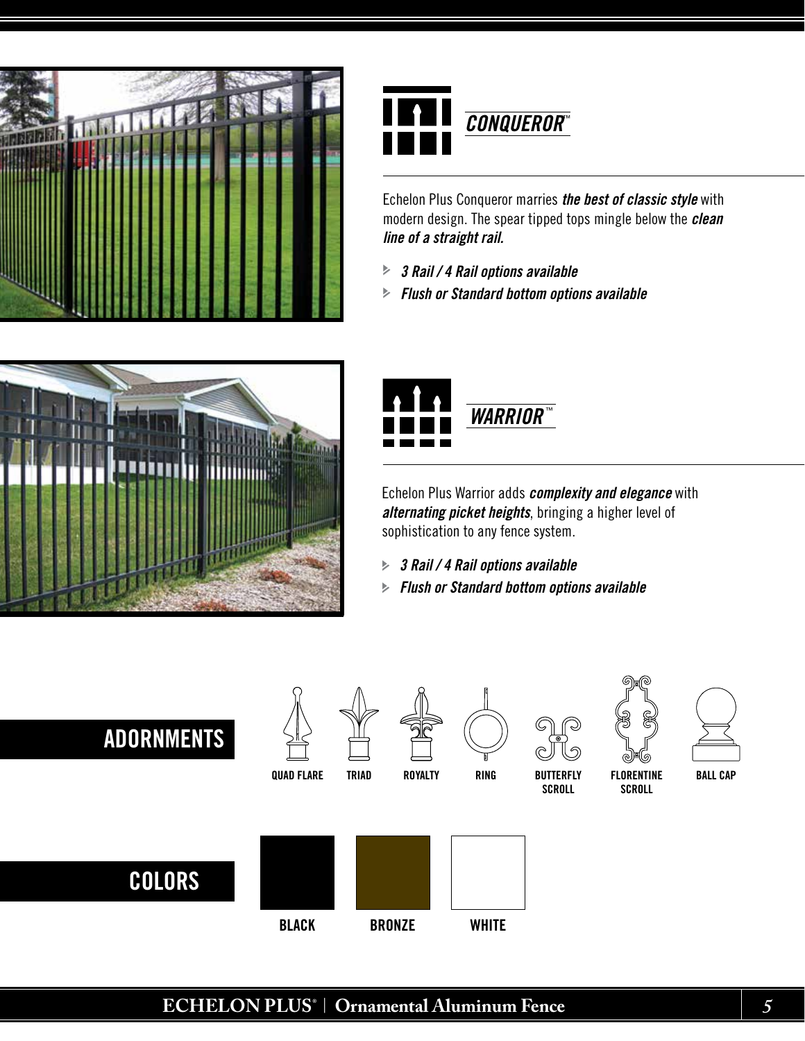## CONQUEROR™

Echelon Plus Conqueror marries ***the best of classic style*** with modern design. The spear tipped tops mingle below the ***clean line of a straight rail.***

- ***3 Rail / 4 Rail options available***
- ***Flush or Standard bottom options available***

## WARRIOR™

Echelon Plus Warrior adds ***complexity and elegance*** with ***alternating picket heights***, bringing a higher level of sophistication to any fence system.

- ***3 Rail / 4 Rail options available***
- ***Flush or Standard bottom options available***

## ADORNMENTS

QUAD FLARE | TRIAD | ROYALTY | RING | BUTTERFLY SCROLL | FLORENTINE SCROLL | BALL CAP

## COLORS

BLACK | BRONZE | WHITE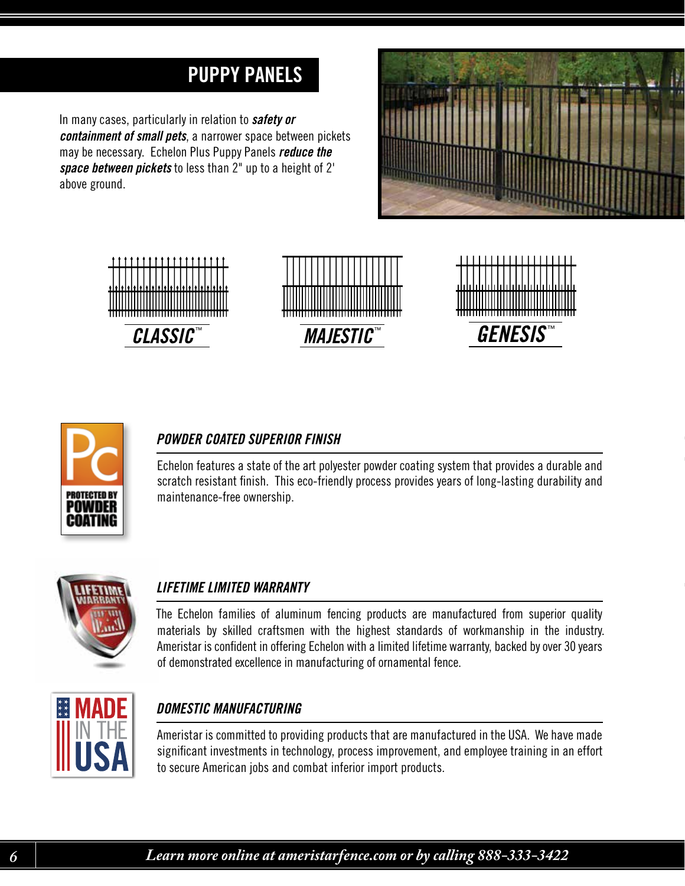## PUPPY PANELS

In many cases, particularly in relation to ***safety or containment of small pets***, a narrower space between pickets may be necessary. Echelon Plus Puppy Panels ***reduce the space between pickets*** to less than 2" up to a height of 2' above ground.

***CLASSIC™***

***MAJESTIC™***

***GENESIS™***

### *POWDER COATED SUPERIOR FINISH*

Echelon features a state of the art polyester powder coating system that provides a durable and scratch resistant finish. This eco-friendly process provides years of long-lasting durability and maintenance-free ownership.

### *LIFETIME LIMITED WARRANTY*

The Echelon families of aluminum fencing products are manufactured from superior quality materials by skilled craftsmen with the highest standards of workmanship in the industry. Ameristar is confident in offering Echelon with a limited lifetime warranty, backed by over 30 years of demonstrated excellence in manufacturing of ornamental fence.

### *DOMESTIC MANUFACTURING*

Ameristar is committed to providing products that are manufactured in the USA. We have made significant investments in technology, process improvement, and employee training in an effort to secure American jobs and combat inferior import products.

*Learn more online at ameristarfence.com or by calling 888-333-3422*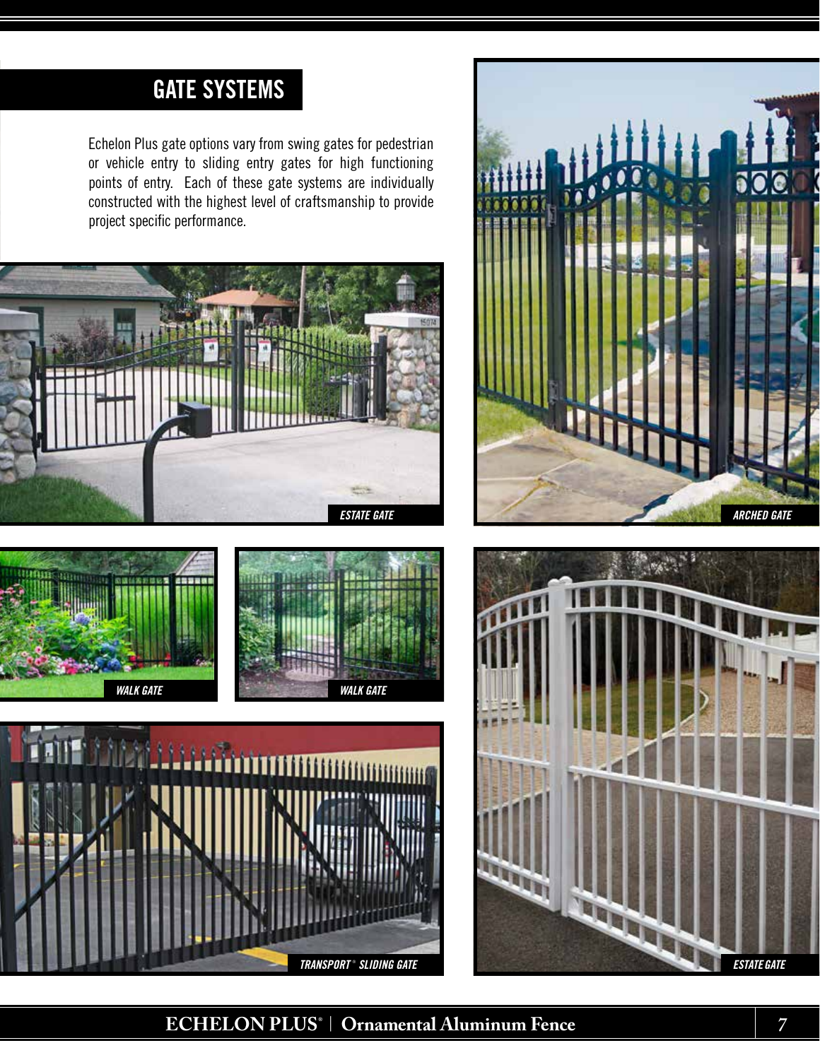# GATE SYSTEMS

Echelon Plus gate options vary from swing gates for pedestrian or vehicle entry to sliding entry gates for high functioning points of entry. Each of these gate systems are individually constructed with the highest level of craftsmanship to provide project specific performance.

*ESTATE GATE*

*ARCHED GATE*

*WALK GATE*

*WALK GATE*

*TRANSPORT® SLIDING GATE*

*ESTATE GATE*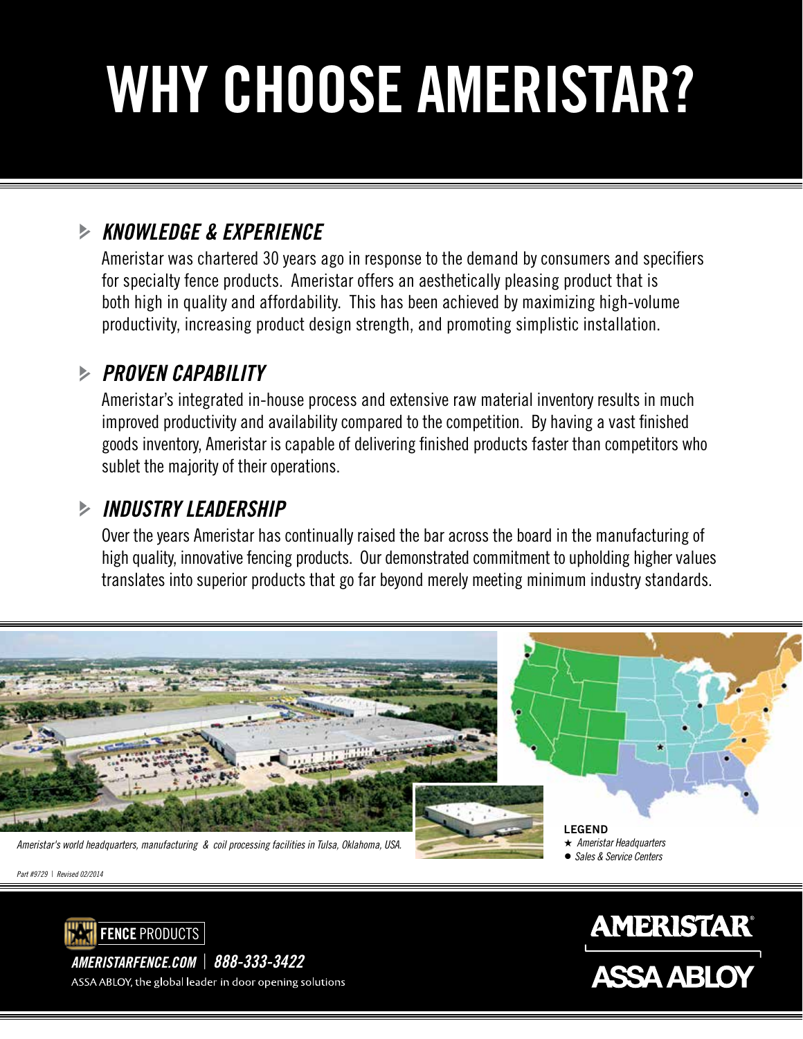# WHY CHOOSE AMERISTAR?

## *KNOWLEDGE & EXPERIENCE*

Ameristar was chartered 30 years ago in response to the demand by consumers and specifiers for specialty fence products. Ameristar offers an aesthetically pleasing product that is both high in quality and affordability. This has been achieved by maximizing high-volume productivity, increasing product design strength, and promoting simplistic installation.

## *PROVEN CAPABILITY*

Ameristar's integrated in-house process and extensive raw material inventory results in much improved productivity and availability compared to the competition. By having a vast finished goods inventory, Ameristar is capable of delivering finished products faster than competitors who sublet the majority of their operations.

## *INDUSTRY LEADERSHIP*

Over the years Ameristar has continually raised the bar across the board in the manufacturing of high quality, innovative fencing products. Our demonstrated commitment to upholding higher values translates into superior products that go far beyond merely meeting minimum industry standards.

*Ameristar's world headquarters, manufacturing & coil processing facilities in Tulsa, Oklahoma, USA.*

**LEGEND**

★ *Ameristar Headquarters*

● *Sales & Service Centers*

Part #9729 | Revised 02/2014

**FENCE** PRODUCTS

*AMERISTARFENCE.COM* | *888-333-3422*

ASSA ABLOY, the global leader in door opening solutions

AMERISTAR®

ASSA ABLOY